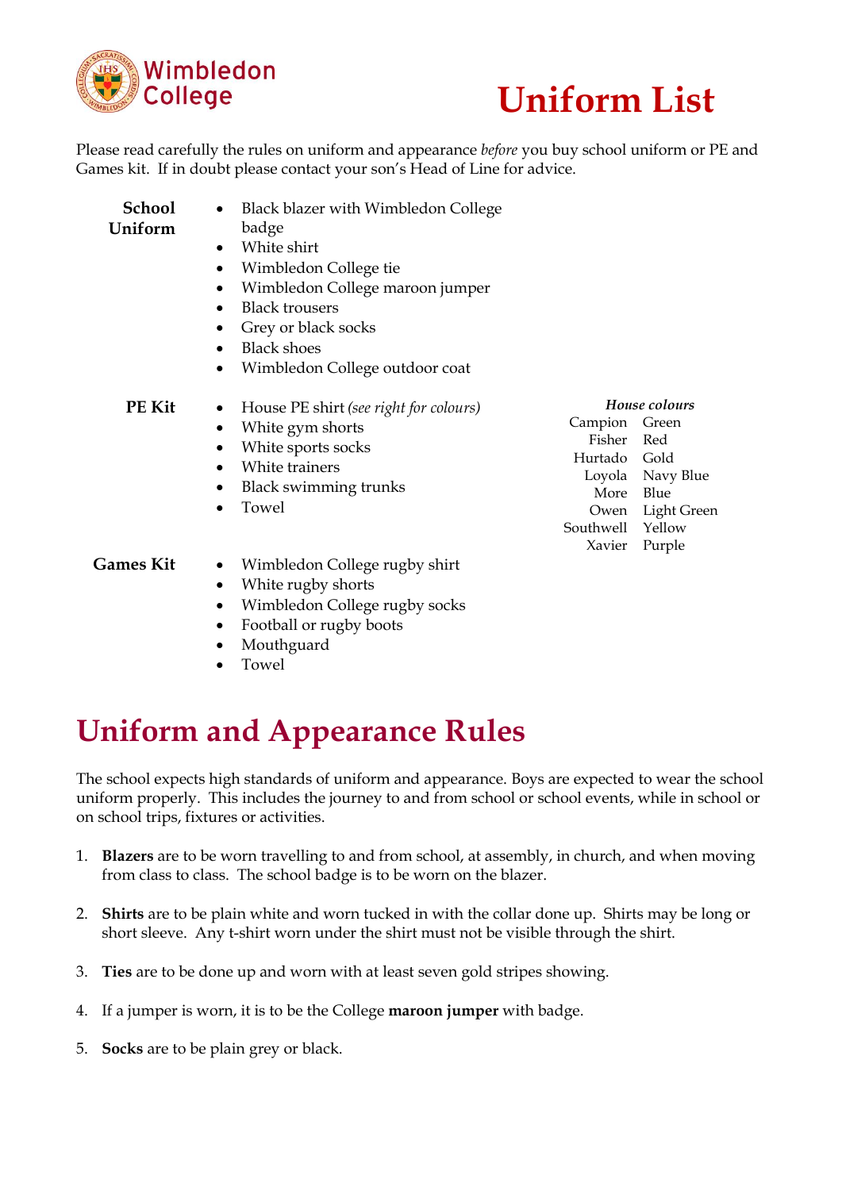Wimbledon College

# Uniform List

Please read carefully the rules on uniform and appearance *before* you buy school uniform or PE and Games kit. If in doubt please contact your son's Head of Line for advice.

**School Uniform**

- Black blazer with Wimbledon College badge
- White shirt
- Wimbledon College tie
- Wimbledon College maroon jumper
- Black trousers
- Grey or black socks
- Black shoes
- Wimbledon College outdoor coat

**PE Kit**

- House PE shirt *(see right for colours)*
- White gym shorts
- White sports socks
- White trainers
- Black swimming trunks
- Towel

***House colours***

| House | Colour |
|---|---|
| Campion | Green |
| Fisher | Red |
| Hurtado | Gold |
| Loyola | Navy Blue |
| More | Blue |
| Owen | Light Green |
| Southwell | Yellow |
| Xavier | Purple |

**Games Kit**

- Wimbledon College rugby shirt
- White rugby shorts
- Wimbledon College rugby socks
- Football or rugby boots
- Mouthguard
- Towel

# Uniform and Appearance Rules

The school expects high standards of uniform and appearance. Boys are expected to wear the school uniform properly. This includes the journey to and from school or school events, while in school or on school trips, fixtures or activities.

1. **Blazers** are to be worn travelling to and from school, at assembly, in church, and when moving from class to class. The school badge is to be worn on the blazer.

2. **Shirts** are to be plain white and worn tucked in with the collar done up. Shirts may be long or short sleeve. Any t-shirt worn under the shirt must not be visible through the shirt.

3. **Ties** are to be done up and worn with at least seven gold stripes showing.

4. If a jumper is worn, it is to be the College **maroon jumper** with badge.

5. **Socks** are to be plain grey or black.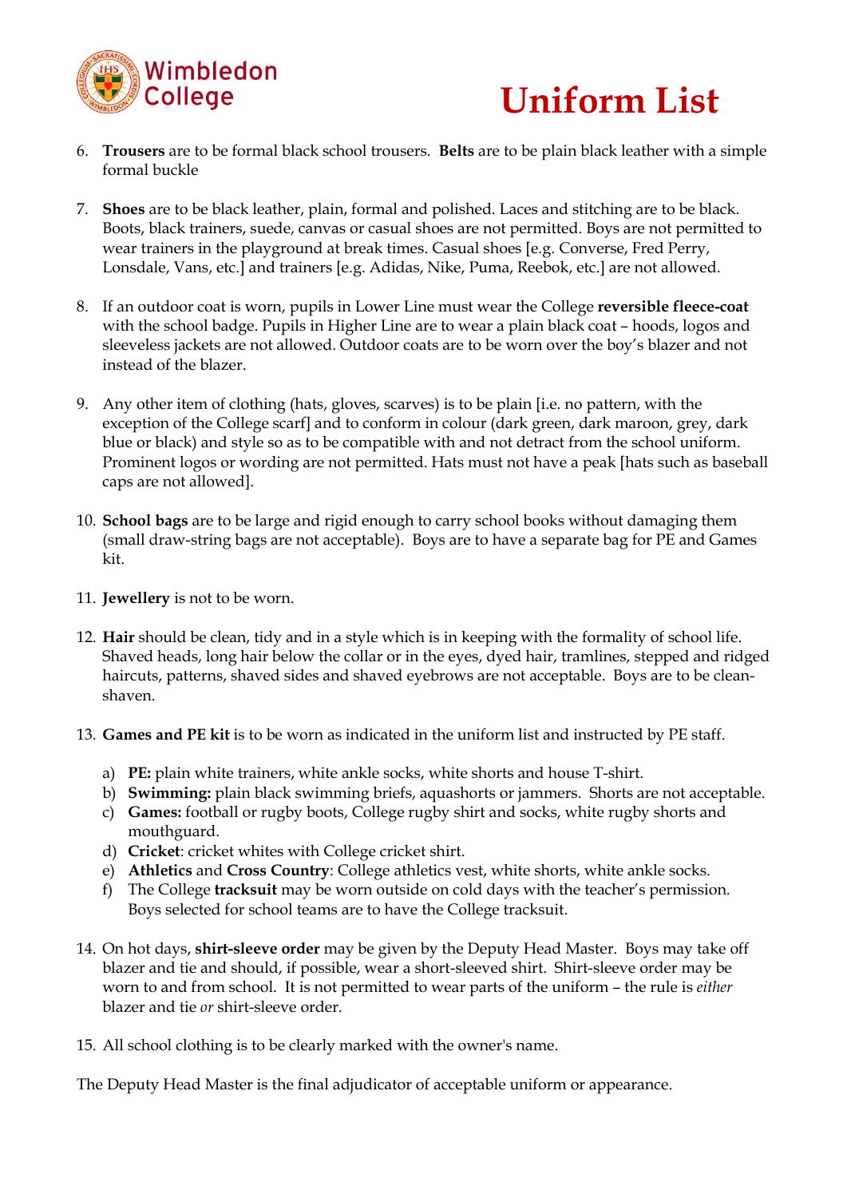Wimbledon College

# Uniform List

6. **Trousers** are to be formal black school trousers. **Belts** are to be plain black leather with a simple formal buckle

7. **Shoes** are to be black leather, plain, formal and polished. Laces and stitching are to be black. Boots, black trainers, suede, canvas or casual shoes are not permitted. Boys are not permitted to wear trainers in the playground at break times. Casual shoes [e.g. Converse, Fred Perry, Lonsdale, Vans, etc.] and trainers [e.g. Adidas, Nike, Puma, Reebok, etc.] are not allowed.

8. If an outdoor coat is worn, pupils in Lower Line must wear the College **reversible fleece-coat** with the school badge. Pupils in Higher Line are to wear a plain black coat – hoods, logos and sleeveless jackets are not allowed. Outdoor coats are to be worn over the boy's blazer and not instead of the blazer.

9. Any other item of clothing (hats, gloves, scarves) is to be plain [i.e. no pattern, with the exception of the College scarf] and to conform in colour (dark green, dark maroon, grey, dark blue or black) and style so as to be compatible with and not detract from the school uniform. Prominent logos or wording are not permitted. Hats must not have a peak [hats such as baseball caps are not allowed].

10. **School bags** are to be large and rigid enough to carry school books without damaging them (small draw-string bags are not acceptable). Boys are to have a separate bag for PE and Games kit.

11. **Jewellery** is not to be worn.

12. **Hair** should be clean, tidy and in a style which is in keeping with the formality of school life. Shaved heads, long hair below the collar or in the eyes, dyed hair, tramlines, stepped and ridged haircuts, patterns, shaved sides and shaved eyebrows are not acceptable. Boys are to be clean-shaven.

13. **Games and PE kit** is to be worn as indicated in the uniform list and instructed by PE staff.

    a) **PE:** plain white trainers, white ankle socks, white shorts and house T-shirt.
    b) **Swimming:** plain black swimming briefs, aquashorts or jammers. Shorts are not acceptable.
    c) **Games:** football or rugby boots, College rugby shirt and socks, white rugby shorts and mouthguard.
    d) **Cricket**: cricket whites with College cricket shirt.
    e) **Athletics** and **Cross Country**: College athletics vest, white shorts, white ankle socks.
    f) The College **tracksuit** may be worn outside on cold days with the teacher's permission. Boys selected for school teams are to have the College tracksuit.

14. On hot days, **shirt-sleeve order** may be given by the Deputy Head Master. Boys may take off blazer and tie and should, if possible, wear a short-sleeved shirt. Shirt-sleeve order may be worn to and from school. It is not permitted to wear parts of the uniform – the rule is *either* blazer and tie *or* shirt-sleeve order.

15. All school clothing is to be clearly marked with the owner's name.

The Deputy Head Master is the final adjudicator of acceptable uniform or appearance.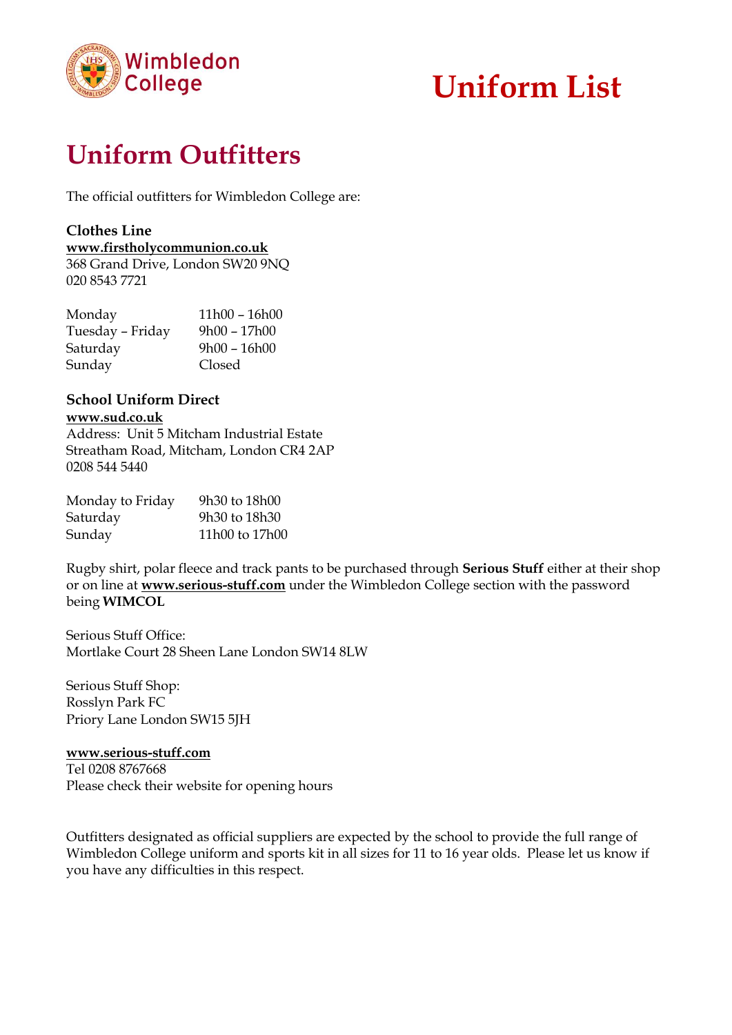Wimbledon College

# Uniform List

## Uniform Outfitters

The official outfitters for Wimbledon College are:

**Clothes Line**
**www.firstholycommunion.co.uk**
368 Grand Drive, London SW20 9NQ
020 8543 7721

| | |
|---|---|
| Monday | 11h00 – 16h00 |
| Tuesday – Friday | 9h00 – 17h00 |
| Saturday | 9h00 – 16h00 |
| Sunday | Closed |

**School Uniform Direct**
**www.sud.co.uk**
Address: Unit 5 Mitcham Industrial Estate
Streatham Road, Mitcham, London CR4 2AP
0208 544 5440

| | |
|---|---|
| Monday to Friday | 9h30 to 18h00 |
| Saturday | 9h30 to 18h30 |
| Sunday | 11h00 to 17h00 |

Rugby shirt, polar fleece and track pants to be purchased through **Serious Stuff** either at their shop or on line at **www.serious-stuff.com** under the Wimbledon College section with the password being **WIMCOL**

Serious Stuff Office:
Mortlake Court 28 Sheen Lane London SW14 8LW

Serious Stuff Shop:
Rosslyn Park FC
Priory Lane London SW15 5JH

**www.serious-stuff.com**
Tel 0208 8767668
Please check their website for opening hours

Outfitters designated as official suppliers are expected by the school to provide the full range of Wimbledon College uniform and sports kit in all sizes for 11 to 16 year olds. Please let us know if you have any difficulties in this respect.